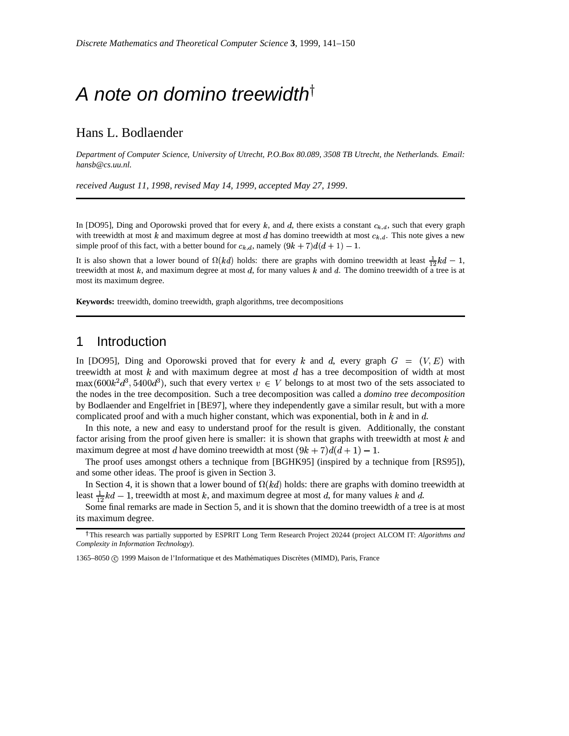# A note on domino treewidth†

Hans L. Bodlaender

*Department of Computer Science, University of Utrecht, P.O.Box 80.089, 3508 TB Utrecht, the Netherlands. Email: hansb@cs.uu.nl.*

*received August 11, 1998, revised May 14, 1999, accepted May 27, 1999.*

---

In [DO95], Ding and Oporowski proved that for every $k$, and $d$, there exists a constant $c_{k,d}$, such that every graph with treewidth at most $k$ and maximum degree at most $d$ has domino treewidth at most $c_{k,d}$. This note gives a new simple proof of this fact, with a better bound for $c_{k,d}$, namely $(9k+7)d(d+1)-1$.

It is also shown that a lower bound of $\Omega(kd)$ holds: there are graphs with domino treewidth at least $\frac{1}{12}kd-1$, treewidth at most $k$, and maximum degree at most $d$, for many values $k$ and $d$. The domino treewidth of a tree is at most its maximum degree.

**Keywords:** treewidth, domino treewidth, graph algorithms, tree decompositions

---

## 1 Introduction

In [DO95], Ding and Oporowski proved that for every $k$ and $d$, every graph $G=(V,E)$ with treewidth at most $k$ and with maximum degree at most $d$ has a tree decomposition of width at most $\max(600k^2d^3, 5400d^3)$, such that every vertex $v \in V$ belongs to at most two of the sets associated to the nodes in the tree decomposition. Such a tree decomposition was called a *domino tree decomposition* by Bodlaender and Engelfriet in [BE97], where they independently gave a similar result, but with a more complicated proof and with a much higher constant, which was exponential, both in $k$ and in $d$.

In this note, a new and easy to understand proof for the result is given. Additionally, the constant factor arising from the proof given here is smaller: it is shown that graphs with treewidth at most $k$ and maximum degree at most $d$ have domino treewidth at most $(9k+7)d(d+1)-1$.

The proof uses amongst others a technique from [BGHK95] (inspired by a technique from [RS95]), and some other ideas. The proof is given in Section 3.

In Section 4, it is shown that a lower bound of $\Omega(kd)$ holds: there are graphs with domino treewidth at least $\frac{1}{12}kd-1$, treewidth at most $k$, and maximum degree at most $d$, for many values $k$ and $d$.

Some final remarks are made in Section 5, and it is shown that the domino treewidth of a tree is at most its maximum degree.

---

†This research was partially supported by ESPRIT Long Term Research Project 20244 (project ALCOM IT: *Algorithms and Complexity in Information Technology*).

1365–8050 © 1999 Maison de l'Informatique et des Mathématiques Discrètes (MIMD), Paris, France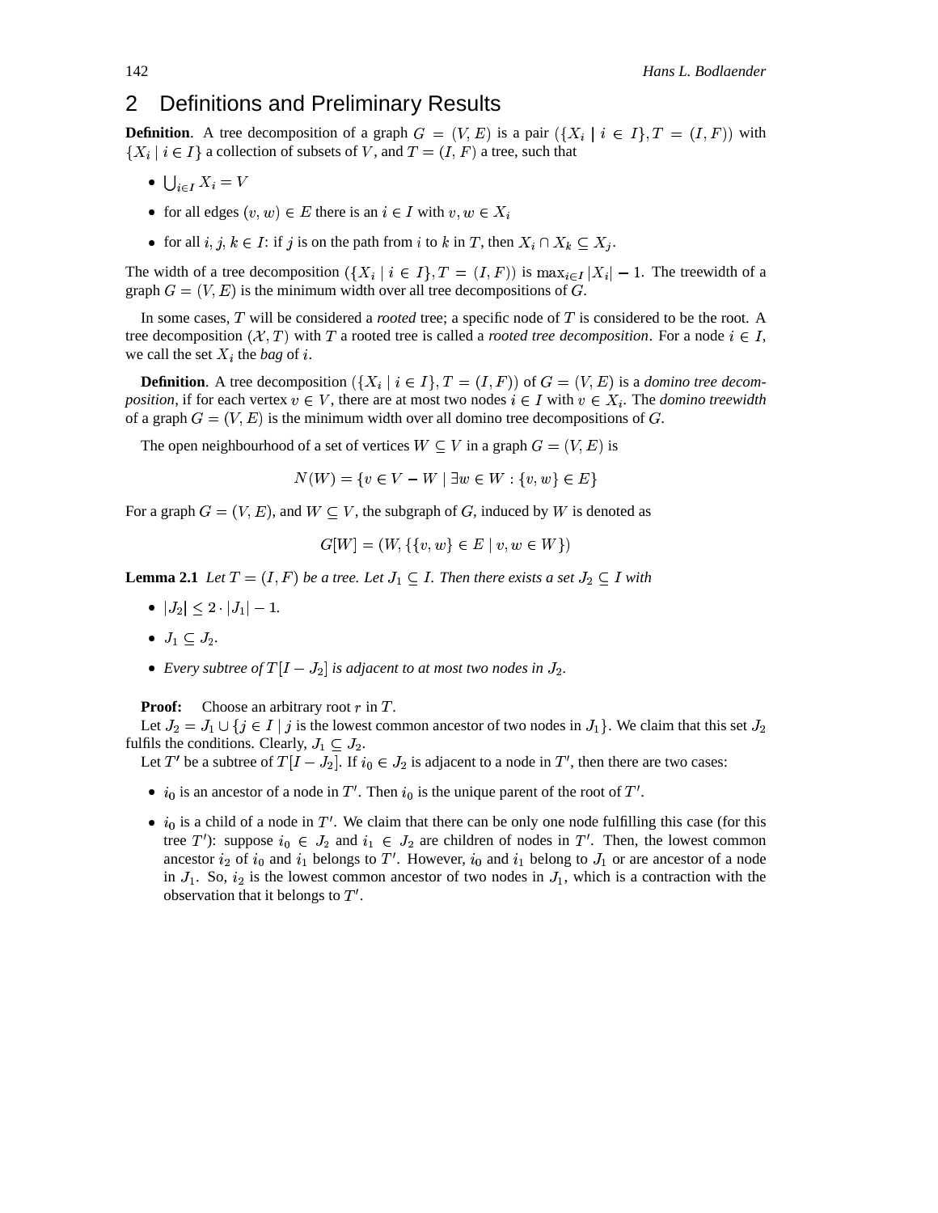## 2 Definitions and Preliminary Results

**Definition**. A tree decomposition of a graph $G = (V, E)$ is a pair $(\{X_i \mid i \in I\}, T = (I, F))$ with $\{X_i \mid i \in I\}$ a collection of subsets of $V$, and $T = (I, F)$ a tree, such that

- $\bigcup_{i \in I} X_i = V$
- for all edges $(v, w) \in E$ there is an $i \in I$ with $v, w \in X_i$
- for all $i, j, k \in I$: if $j$ is on the path from $i$ to $k$ in $T$, then $X_i \cap X_k \subseteq X_j$.

The width of a tree decomposition $(\{X_i \mid i \in I\}, T = (I, F))$ is $\max_{i \in I} |X_i| - 1$. The treewidth of a graph $G = (V, E)$ is the minimum width over all tree decompositions of $G$.

In some cases, $T$ will be considered a *rooted* tree; a specific node of $T$ is considered to be the root. A tree decomposition $(\mathcal{X}, T)$ with $T$ a rooted tree is called a *rooted tree decomposition*. For a node $i \in I$, we call the set $X_i$ the *bag* of $i$.

**Definition**. A tree decomposition $(\{X_i \mid i \in I\}, T = (I, F))$ of $G = (V, E)$ is a *domino tree decomposition*, if for each vertex $v \in V$, there are at most two nodes $i \in I$ with $v \in X_i$. The *domino treewidth* of a graph $G = (V, E)$ is the minimum width over all domino tree decompositions of $G$.

The open neighbourhood of a set of vertices $W \subseteq V$ in a graph $G = (V, E)$ is

$$N(W) = \{v \in V - W \mid \exists w \in W : \{v, w\} \in E\}$$

For a graph $G = (V, E)$, and $W \subseteq V$, the subgraph of $G$, induced by $W$ is denoted as

$$G[W] = (W, \{\{v, w\} \in E \mid v, w \in W\})$$

**Lemma 2.1** *Let $T = (I, F)$ be a tree. Let $J_1 \subseteq I$. Then there exists a set $J_2 \subseteq I$ with*

- $|J_2| \leq 2 \cdot |J_1| - 1$.
- $J_1 \subseteq J_2$.
- *Every subtree of $T[I - J_2]$ is adjacent to at most two nodes in $J_2$.*

**Proof:** Choose an arbitrary root $r$ in $T$.

Let $J_2 = J_1 \cup \{j \in I \mid j$ is the lowest common ancestor of two nodes in $J_1\}$. We claim that this set $J_2$ fulfils the conditions. Clearly, $J_1 \subseteq J_2$.

Let $T'$ be a subtree of $T[I - J_2]$. If $i_0 \in J_2$ is adjacent to a node in $T'$, then there are two cases:

- $i_0$ is an ancestor of a node in $T'$. Then $i_0$ is the unique parent of the root of $T'$.
- $i_0$ is a child of a node in $T'$. We claim that there can be only one node fulfilling this case (for this tree $T'$): suppose $i_0 \in J_2$ and $i_1 \in J_2$ are children of nodes in $T'$. Then, the lowest common ancestor $i_2$ of $i_0$ and $i_1$ belongs to $T'$. However, $i_0$ and $i_1$ belong to $J_1$ or are ancestor of a node in $J_1$. So, $i_2$ is the lowest common ancestor of two nodes in $J_1$, which is a contraction with the observation that it belongs to $T'$.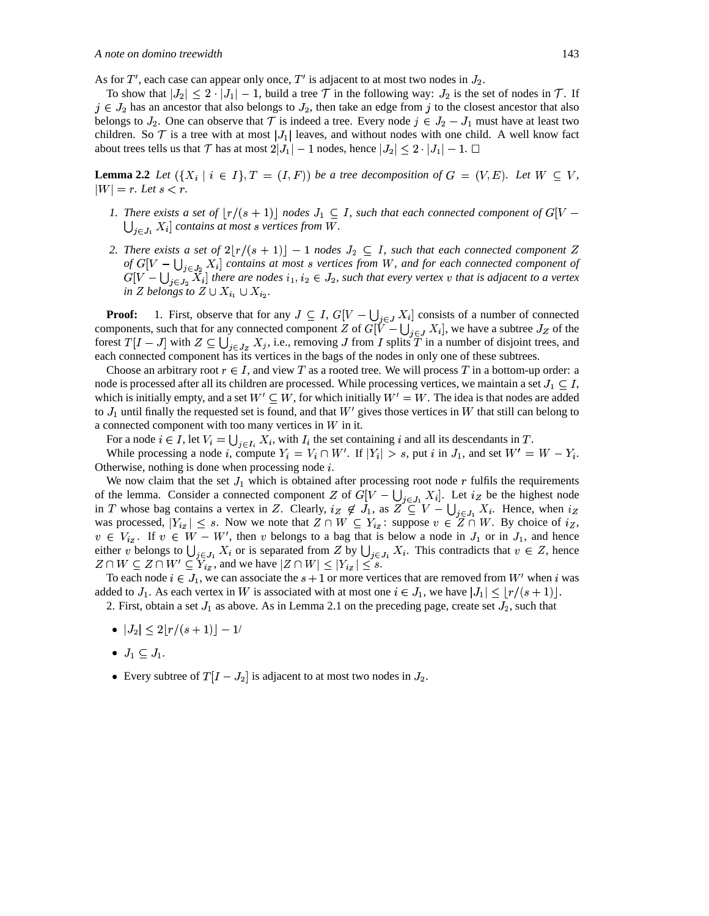As for $T'$, each case can appear only once, $T'$ is adjacent to at most two nodes in $J_2$.

To show that $|J_2| \leq 2 \cdot |J_1| - 1$, build a tree $\mathcal{T}$ in the following way: $J_2$ is the set of nodes in $\mathcal{T}$. If $j \in J_2$ has an ancestor that also belongs to $J_2$, then take an edge from $j$ to the closest ancestor that also belongs to $J_2$. One can observe that $\mathcal{T}$ is indeed a tree. Every node $j \in J_2 - J_1$ must have at least two children. So $\mathcal{T}$ is a tree with at most $|J_1|$ leaves, and without nodes with one child. A well know fact about trees tells us that $\mathcal{T}$ has at most $2|J_1| - 1$ nodes, hence $|J_2| \leq 2 \cdot |J_1| - 1$. □

**Lemma 2.2** *Let $(\{X_i \mid i \in I\}, T = (I, F))$ be a tree decomposition of $G = (V, E)$. Let $W \subseteq V$, $|W| = r$. Let $s < r$.*

1. *There exists a set of $\lfloor r/(s+1) \rfloor$ nodes $J_1 \subseteq I$, such that each connected component of $G[V - \bigcup_{j \in J_1} X_i]$ contains at most $s$ vertices from $W$.*
2. *There exists a set of $2\lfloor r/(s+1) \rfloor - 1$ nodes $J_2 \subseteq I$, such that each connected component $Z$ of $G[V - \bigcup_{j \in J_2} X_i]$ contains at most $s$ vertices from $W$, and for each connected component of $G[V - \bigcup_{j \in J_2} X_i]$ there are nodes $i_1, i_2 \in J_2$, such that every vertex $v$ that is adjacent to a vertex in $Z$ belongs to $Z \cup X_{i_1} \cup X_{i_2}$.*

**Proof:** 1. First, observe that for any $J \subseteq I$, $G[V - \bigcup_{j \in J} X_i]$ consists of a number of connected components, such that for any connected component $Z$ of $G[V - \bigcup_{j \in J} X_i]$, we have a subtree $J_Z$ of the forest $T[I - J]$ with $Z \subseteq \bigcup_{j \in J_Z} X_j$, i.e., removing $J$ from $I$ splits $T$ in a number of disjoint trees, and each connected component has its vertices in the bags of the nodes in only one of these subtrees.

Choose an arbitrary root $r \in I$, and view $T$ as a rooted tree. We will process $T$ in a bottom-up order: a node is processed after all its children are processed. While processing vertices, we maintain a set $J_1 \subseteq I$, which is initially empty, and a set $W' \subseteq W$, for which initially $W' = W$. The idea is that nodes are added to $J_1$ until finally the requested set is found, and that $W'$ gives those vertices in $W$ that still can belong to a connected component with too many vertices in $W$ in it.

For a node $i \in I$, let $V_i = \bigcup_{j \in I_i} X_i$, with $I_i$ the set containing $i$ and all its descendants in $T$.

While processing a node $i$, compute $Y_i = V_i \cap W'$. If $|Y_i| > s$, put $i$ in $J_1$, and set $W' = W - Y_i$. Otherwise, nothing is done when processing node $i$.

We now claim that the set $J_1$ which is obtained after processing root node $r$ fulfils the requirements of the lemma. Consider a connected component $Z$ of $G[V - \bigcup_{j \in J_1} X_i]$. Let $i_Z$ be the highest node in $T$ whose bag contains a vertex in $Z$. Clearly, $i_Z \notin J_1$, as $Z \subseteq V - \bigcup_{j \in J_1} X_i$. Hence, when $i_Z$ was processed, $|Y_{i_Z}| \leq s$. Now we note that $Z \cap W \subseteq Y_{i_Z}$: suppose $v \in Z \cap W$. By choice of $i_Z$, $v \in V_{i_Z}$. If $v \in W - W'$, then $v$ belongs to a bag that is below a node in $J_1$ or in $J_1$, and hence either $v$ belongs to $\bigcup_{j \in J_1} X_i$ or is separated from $Z$ by $\bigcup_{j \in J_1} X_i$. This contradicts that $v \in Z$, hence $Z \cap W \subseteq Z \cap W' \subseteq Y_{i_Z}$, and we have $|Z \cap W| \leq |Y_{i_Z}| \leq s$.

To each node $i \in J_1$, we can associate the $s+1$ or more vertices that are removed from $W'$ when $i$ was added to $J_1$. As each vertex in $W$ is associated with at most one $i \in J_1$, we have $|J_1| \leq \lfloor r/(s+1) \rfloor$.

2. First, obtain a set $J_1$ as above. As in Lemma 2.1 on the preceding page, create set $J_2$, such that

- $|J_2| \leq 2\lfloor r/(s+1) \rfloor - 1/$
- $J_1 \subseteq J_1$.
- Every subtree of $T[I - J_2]$ is adjacent to at most two nodes in $J_2$.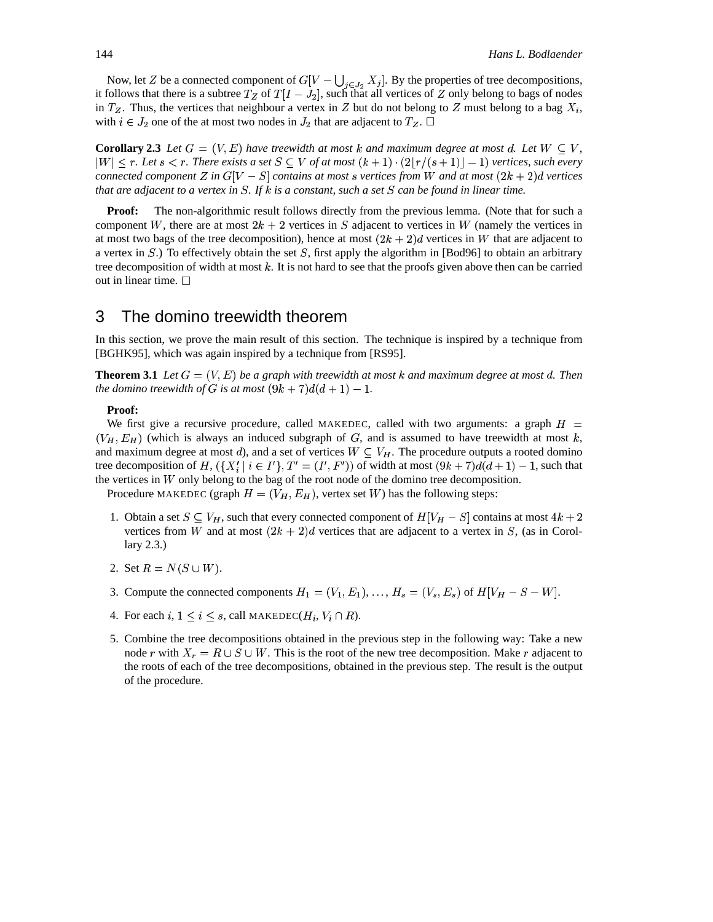Now, let $Z$ be a connected component of $G[V - \bigcup_{j \in J_2} X_j]$. By the properties of tree decompositions, it follows that there is a subtree $T_Z$ of $T[I - J_2]$, such that all vertices of $Z$ only belong to bags of nodes in $T_Z$. Thus, the vertices that neighbour a vertex in $Z$ but do not belong to $Z$ must belong to a bag $X_i$, with $i \in J_2$ one of the at most two nodes in $J_2$ that are adjacent to $T_Z$. □

**Corollary 2.3** *Let $G = (V, E)$ have treewidth at most $k$ and maximum degree at most $d$. Let $W \subseteq V$, $|W| \leq r$. Let $s < r$. There exists a set $S \subseteq V$ of at most $(k+1) \cdot (2\lfloor r/(s+1) \rfloor - 1)$ vertices, such every connected component $Z$ in $G[V - S]$ contains at most $s$ vertices from $W$ and at most $(2k+2)d$ vertices that are adjacent to a vertex in $S$. If $k$ is a constant, such a set $S$ can be found in linear time.*

**Proof:** The non-algorithmic result follows directly from the previous lemma. (Note that for such a component $W$, there are at most $2k + 2$ vertices in $S$ adjacent to vertices in $W$ (namely the vertices in at most two bags of the tree decomposition), hence at most $(2k + 2)d$ vertices in $W$ that are adjacent to a vertex in $S$.) To effectively obtain the set $S$, first apply the algorithm in [Bod96] to obtain an arbitrary tree decomposition of width at most $k$. It is not hard to see that the proofs given above then can be carried out in linear time. □

## 3 The domino treewidth theorem

In this section, we prove the main result of this section. The technique is inspired by a technique from [BGHK95], which was again inspired by a technique from [RS95].

**Theorem 3.1** *Let $G = (V, E)$ be a graph with treewidth at most $k$ and maximum degree at most $d$. Then the domino treewidth of $G$ is at most $(9k + 7)d(d + 1) - 1$.*

**Proof:**

We first give a recursive procedure, called MAKEDEC, called with two arguments: a graph $H = (V_H, E_H)$ (which is always an induced subgraph of $G$, and is assumed to have treewidth at most $k$, and maximum degree at most $d$), and a set of vertices $W \subseteq V_H$. The procedure outputs a rooted domino tree decomposition of $H$, $(\{X'_i \mid i \in I'\}, T' = (I', F'))$ of width at most $(9k+7)d(d+1)-1$, such that the vertices in $W$ only belong to the bag of the root node of the domino tree decomposition.

Procedure MAKEDEC (graph $H = (V_H, E_H)$, vertex set $W$) has the following steps:

1. Obtain a set $S \subseteq V_H$, such that every connected component of $H[V_H - S]$ contains at most $4k + 2$ vertices from $W$ and at most $(2k + 2)d$ vertices that are adjacent to a vertex in $S$, (as in Corollary 2.3.)
2. Set $R = N(S \cup W)$.
3. Compute the connected components $H_1 = (V_1, E_1), \ldots, H_s = (V_s, E_s)$ of $H[V_H - S - W]$.
4. For each $i$, $1 \leq i \leq s$, call MAKEDEC($H_i, V_i \cap R$).
5. Combine the tree decompositions obtained in the previous step in the following way: Take a new node $r$ with $X_r = R \cup S \cup W$. This is the root of the new tree decomposition. Make $r$ adjacent to the roots of each of the tree decompositions, obtained in the previous step. The result is the output of the procedure.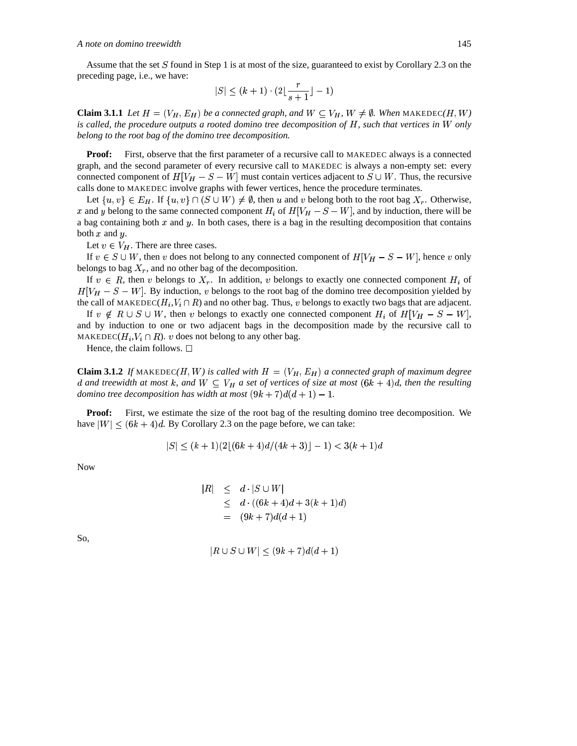Assume that the set $S$ found in Step 1 is at most of the size, guaranteed to exist by Corollary 2.3 on the preceding page, i.e., we have:

$$|S| \leq (k+1) \cdot (2\lfloor \frac{r}{s+1} \rfloor - 1)$$

**Claim 3.1.1** *Let $H = (V_H, E_H)$ be a connected graph, and $W \subseteq V_H$, $W \neq \emptyset$. When* MAKEDEC*$(H, W)$ is called, the procedure outputs a rooted domino tree decomposition of $H$, such that vertices in $W$ only belong to the root bag of the domino tree decomposition.*

**Proof:** First, observe that the first parameter of a recursive call to MAKEDEC always is a connected graph, and the second parameter of every recursive call to MAKEDEC is always a non-empty set: every connected component of $H[V_H - S - W]$ must contain vertices adjacent to $S \cup W$. Thus, the recursive calls done to MAKEDEC involve graphs with fewer vertices, hence the procedure terminates.

Let $\{u, v\} \in E_H$. If $\{u, v\} \cap (S \cup W) \neq \emptyset$, then $u$ and $v$ belong both to the root bag $X_r$. Otherwise, $x$ and $y$ belong to the same connected component $H_i$ of $H[V_H - S - W]$, and by induction, there will be a bag containing both $x$ and $y$. In both cases, there is a bag in the resulting decomposition that contains both $x$ and $y$.

Let $v \in V_H$. There are three cases.

If $v \in S \cup W$, then $v$ does not belong to any connected component of $H[V_H - S - W]$, hence $v$ only belongs to bag $X_r$, and no other bag of the decomposition.

If $v \in R$, then $v$ belongs to $X_r$. In addition, $v$ belongs to exactly one connected component $H_i$ of $H[V_H - S - W]$. By induction, $v$ belongs to the root bag of the domino tree decomposition yielded by the call of MAKEDEC$(H_i, V_i \cap R)$ and no other bag. Thus, $v$ belongs to exactly two bags that are adjacent.

If $v \notin R \cup S \cup W$, then $v$ belongs to exactly one connected component $H_i$ of $H[V_H - S - W]$, and by induction to one or two adjacent bags in the decomposition made by the recursive call to MAKEDEC$(H_i, V_i \cap R)$. $v$ does not belong to any other bag.

Hence, the claim follows. □

**Claim 3.1.2** *If* MAKEDEC*$(H, W)$ is called with $H = (V_H, E_H)$ a connected graph of maximum degree $d$ and treewidth at most $k$, and $W \subseteq V_H$ a set of vertices of size at most $(6k+4)d$, then the resulting domino tree decomposition has width at most $(9k+7)d(d+1) - 1$.*

**Proof:** First, we estimate the size of the root bag of the resulting domino tree decomposition. We have $|W| \leq (6k+4)d$. By Corollary 2.3 on the page before, we can take:

$$|S| \leq (k+1)(2\lfloor (6k+4)d/(4k+3) \rfloor - 1) < 3(k+1)d$$

Now

$$\begin{aligned} |R| &\leq d \cdot |S \cup W| \\ &\leq d \cdot ((6k+4)d + 3(k+1)d) \\ &= (9k+7)d(d+1) \end{aligned}$$

So,

$$|R \cup S \cup W| \leq (9k+7)d(d+1)$$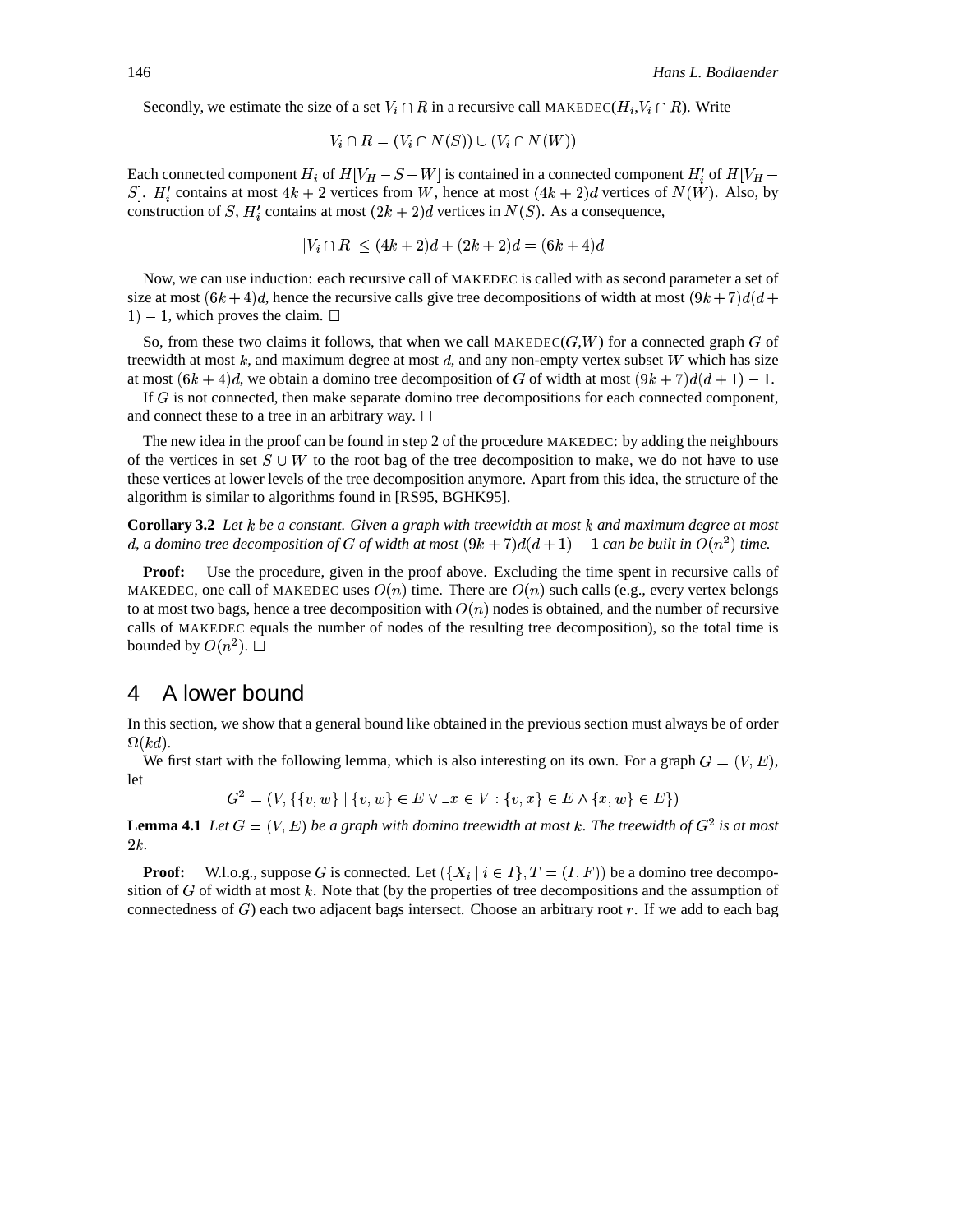Secondly, we estimate the size of a set $V_i \cap R$ in a recursive call MAKEDEC($H_i$,$V_i \cap R$). Write

$$V_i \cap R = (V_i \cap N(S)) \cup (V_i \cap N(W))$$

Each connected component $H_i$ of $H[V_H - S - W]$ is contained in a connected component $H_i'$ of $H[V_H - S]$. $H_i'$ contains at most $4k+2$ vertices from $W$, hence at most $(4k+2)d$ vertices of $N(W)$. Also, by construction of $S$, $H_i'$ contains at most $(2k+2)d$ vertices in $N(S)$. As a consequence,

$$|V_i \cap R| \leq (4k+2)d + (2k+2)d = (6k+4)d$$

Now, we can use induction: each recursive call of MAKEDEC is called with as second parameter a set of size at most $(6k+4)d$, hence the recursive calls give tree decompositions of width at most $(9k+7)d(d+1)-1$, which proves the claim. □

So, from these two claims it follows, that when we call MAKEDEC($G$,$W$) for a connected graph $G$ of treewidth at most $k$, and maximum degree at most $d$, and any non-empty vertex subset $W$ which has size at most $(6k+4)d$, we obtain a domino tree decomposition of $G$ of width at most $(9k+7)d(d+1)-1$.

If $G$ is not connected, then make separate domino tree decompositions for each connected component, and connect these to a tree in an arbitrary way. □

The new idea in the proof can be found in step 2 of the procedure MAKEDEC: by adding the neighbours of the vertices in set $S \cup W$ to the root bag of the tree decomposition to make, we do not have to use these vertices at lower levels of the tree decomposition anymore. Apart from this idea, the structure of the algorithm is similar to algorithms found in [RS95, BGHK95].

**Corollary 3.2** *Let $k$ be a constant. Given a graph with treewidth at most $k$ and maximum degree at most $d$, a domino tree decomposition of $G$ of width at most $(9k+7)d(d+1)-1$ can be built in $O(n^2)$ time.*

**Proof:** Use the procedure, given in the proof above. Excluding the time spent in recursive calls of MAKEDEC, one call of MAKEDEC uses $O(n)$ time. There are $O(n)$ such calls (e.g., every vertex belongs to at most two bags, hence a tree decomposition with $O(n)$ nodes is obtained, and the number of recursive calls of MAKEDEC equals the number of nodes of the resulting tree decomposition), so the total time is bounded by $O(n^2)$. □

## 4 A lower bound

In this section, we show that a general bound like obtained in the previous section must always be of order $\Omega(kd)$.

We first start with the following lemma, which is also interesting on its own. For a graph $G = (V, E)$, let

$$G^2 = (V, \{\{v, w\} \mid \{v, w\} \in E \vee \exists x \in V : \{v, x\} \in E \wedge \{x, w\} \in E\})$$

**Lemma 4.1** *Let $G = (V, E)$ be a graph with domino treewidth at most $k$. The treewidth of $G^2$ is at most $2k$.*

**Proof:** W.l.o.g., suppose $G$ is connected. Let $(\{X_i \mid i \in I\}, T = (I, F))$ be a domino tree decomposition of $G$ of width at most $k$. Note that (by the properties of tree decompositions and the assumption of connectedness of $G$) each two adjacent bags intersect. Choose an arbitrary root $r$. If we add to each bag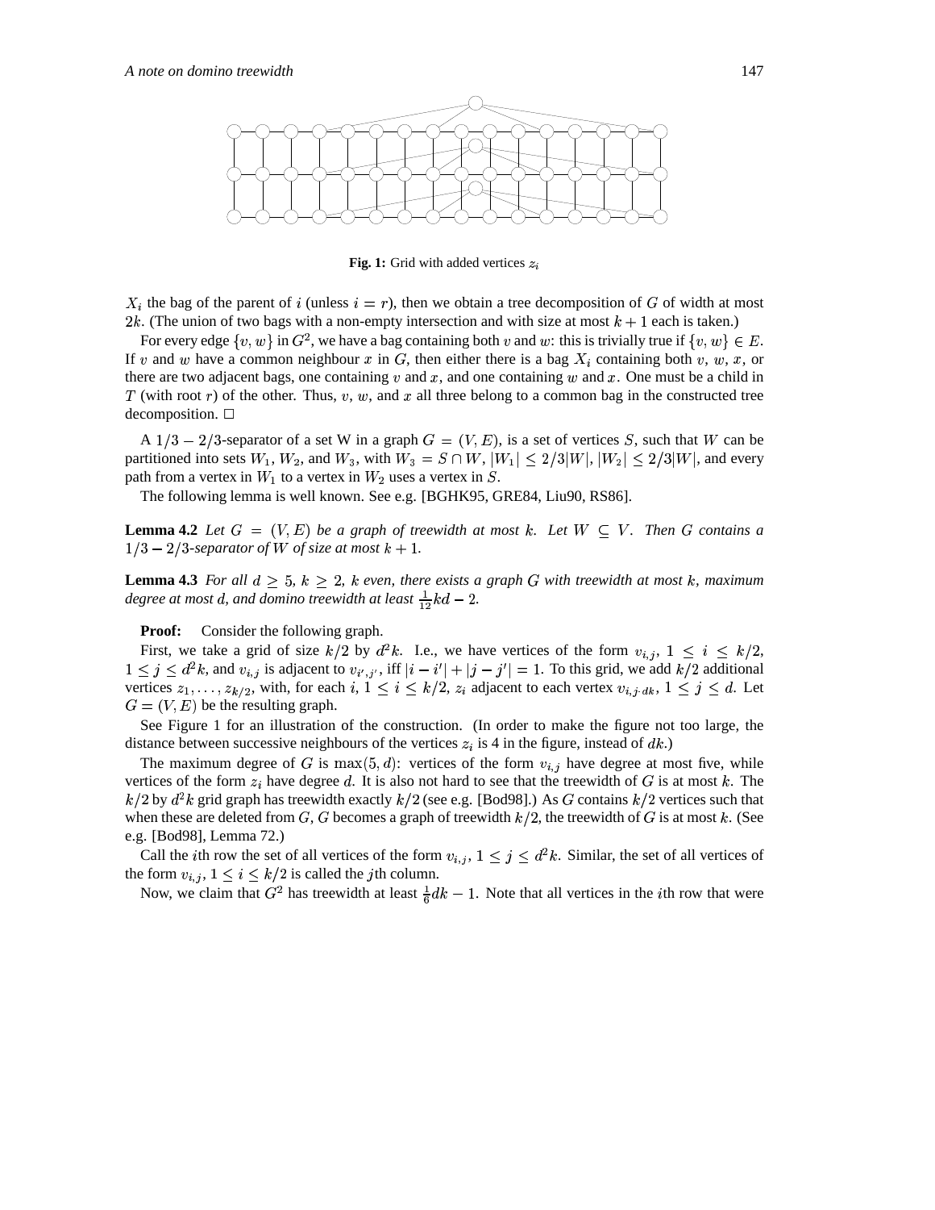**Fig. 1:** Grid with added vertices $z_i$

$X_i$ the bag of the parent of $i$ (unless $i = r$), then we obtain a tree decomposition of $G$ of width at most $2k$. (The union of two bags with a non-empty intersection and with size at most $k+1$ each is taken.)

For every edge $\{v, w\}$ in $G^2$, we have a bag containing both $v$ and $w$: this is trivially true if $\{v, w\} \in E$. If $v$ and $w$ have a common neighbour $x$ in $G$, then either there is a bag $X_i$ containing both $v$, $w$, $x$, or there are two adjacent bags, one containing $v$ and $x$, and one containing $w$ and $x$. One must be a child in $T$ (with root $r$) of the other. Thus, $v$, $w$, and $x$ all three belong to a common bag in the constructed tree decomposition. □

A $1/3-2/3$-separator of a set W in a graph $G = (V, E)$, is a set of vertices $S$, such that $W$ can be partitioned into sets $W_1$, $W_2$, and $W_3$, with $W_3 = S \cap W$, $|W_1| \leq 2/3|W|$, $|W_2| \leq 2/3|W|$, and every path from a vertex in $W_1$ to a vertex in $W_2$ uses a vertex in $S$.

The following lemma is well known. See e.g. [BGHK95, GRE84, Liu90, RS86].

**Lemma 4.2** *Let $G = (V, E)$ be a graph of treewidth at most $k$. Let $W \subseteq V$. Then $G$ contains a $1/3-2/3$-separator of $W$ of size at most $k+1$.*

**Lemma 4.3** *For all $d \geq 5$, $k \geq 2$, $k$ even, there exists a graph $G$ with treewidth at most $k$, maximum degree at most $d$, and domino treewidth at least $\frac{1}{12}kd - 2$.*

**Proof:** Consider the following graph.

First, we take a grid of size $k/2$ by $d^2k$. I.e., we have vertices of the form $v_{i,j}$, $1 \leq i \leq k/2$, $1 \leq j \leq d^2k$, and $v_{i,j}$ is adjacent to $v_{i',j'}$, iff $|i - i'| + |j - j'| = 1$. To this grid, we add $k/2$ additional vertices $z_1, \ldots, z_{k/2}$, with, for each $i$, $1 \leq i \leq k/2$, $z_i$ adjacent to each vertex $v_{i,j \cdot dk}$, $1 \leq j \leq d$. Let $G = (V, E)$ be the resulting graph.

See Figure 1 for an illustration of the construction. (In order to make the figure not too large, the distance between successive neighbours of the vertices $z_i$ is 4 in the figure, instead of $dk$.)

The maximum degree of $G$ is $\max(5, d)$: vertices of the form $v_{i,j}$ have degree at most five, while vertices of the form $z_i$ have degree $d$. It is also not hard to see that the treewidth of $G$ is at most $k$. The $k/2$ by $d^2k$ grid graph has treewidth exactly $k/2$ (see e.g. [Bod98].) As $G$ contains $k/2$ vertices such that when these are deleted from $G$, $G$ becomes a graph of treewidth $k/2$, the treewidth of $G$ is at most $k$. (See e.g. [Bod98], Lemma 72.)

Call the $i$th row the set of all vertices of the form $v_{i,j}$, $1 \leq j \leq d^2k$. Similar, the set of all vertices of the form $v_{i,j}$, $1 \leq i \leq k/2$ is called the $j$th column.

Now, we claim that $G^2$ has treewidth at least $\frac{1}{6}dk - 1$. Note that all vertices in the $i$th row that were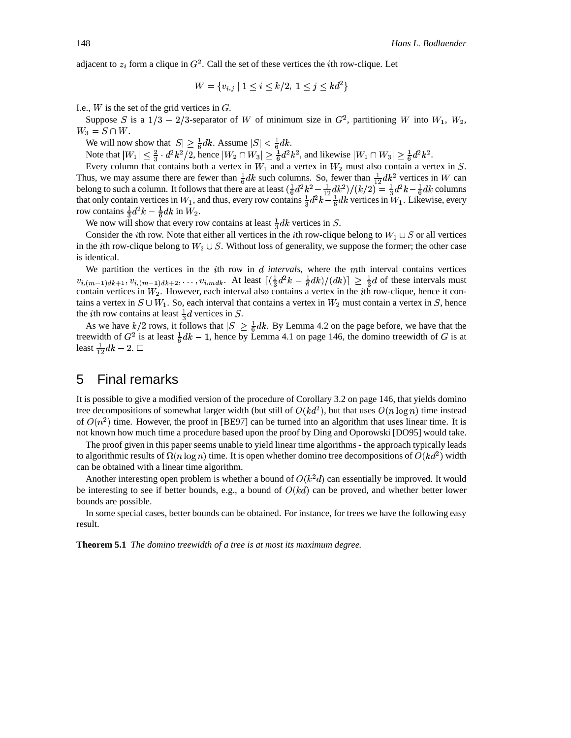adjacent to $z_i$ form a clique in $G^2$. Call the set of these vertices the $i$th row-clique. Let

$$W = \{v_{i,j} \mid 1 \leq i \leq k/2,\ 1 \leq j \leq kd^2\}$$

I.e., $W$ is the set of the grid vertices in $G$.

Suppose $S$ is a $1/3 - 2/3$-separator of $W$ of minimum size in $G^2$, partitioning $W$ into $W_1$, $W_2$, $W_3 = S \cap W$.

We will now show that $|S| \geq \frac{1}{6}dk$. Assume $|S| < \frac{1}{6}dk$.

Note that $|W_1| \leq \frac{2}{3} \cdot d^2k^2/2$, hence $|W_2 \cap W_3| \geq \frac{1}{6}d^2k^2$, and likewise $|W_1 \cap W_3| \geq \frac{1}{6}d^2k^2$.

Every column that contains both a vertex in $W_1$ and a vertex in $W_2$ must also contain a vertex in $S$. Thus, we may assume there are fewer than $\frac{1}{6}dk$ such columns. So, fewer than $\frac{1}{12}dk^2$ vertices in $W$ can belong to such a column. It follows that there are at least $(\frac{1}{6}d^2k^2 - \frac{1}{12}dk^2)/(k/2) = \frac{1}{3}d^2k - \frac{1}{6}dk$ columns that only contain vertices in $W_1$, and thus, every row contains $\frac{1}{3}d^2k - \frac{1}{6}dk$ vertices in $W_1$. Likewise, every row contains $\frac{1}{3}d^2k - \frac{1}{6}dk$ in $W_2$.

We now will show that every row contains at least $\frac{1}{3}dk$ vertices in $S$.

Consider the $i$th row. Note that either all vertices in the $i$th row-clique belong to $W_1 \cup S$ or all vertices in the $i$th row-clique belong to $W_2 \cup S$. Without loss of generality, we suppose the former; the other case is identical.

We partition the vertices in the $i$th row in $d$ *intervals*, where the $m$th interval contains vertices $v_{i,(m-1)dk+1}, v_{i,(m-1)dk+2}, \ldots, v_{i,mdk}$. At least $\lceil(\frac{1}{3}d^2k - \frac{1}{6}dk)/(dk)\rceil \geq \frac{1}{3}d$ of these intervals must contain vertices in $W_2$. However, each interval also contains a vertex in the $i$th row-clique, hence it contains a vertex in $S \cup W_1$. So, each interval that contains a vertex in $W_2$ must contain a vertex in $S$, hence the $i$th row contains at least $\frac{1}{3}d$ vertices in $S$.

As we have $k/2$ rows, it follows that $|S| \geq \frac{1}{6}dk$. By Lemma 4.2 on the page before, we have that the treewidth of $G^2$ is at least $\frac{1}{6}dk - 1$, hence by Lemma 4.1 on page 146, the domino treewidth of $G$ is at least $\frac{1}{12}dk - 2$. □

# 5 Final remarks

It is possible to give a modified version of the procedure of Corollary 3.2 on page 146, that yields domino tree decompositions of somewhat larger width (but still of $O(kd^2)$, but that uses $O(n \log n)$ time instead of $O(n^2)$ time. However, the proof in [BE97] can be turned into an algorithm that uses linear time. It is not known how much time a procedure based upon the proof by Ding and Oporowski [DO95] would take.

The proof given in this paper seems unable to yield linear time algorithms - the approach typically leads to algorithmic results of $\Omega(n \log n)$ time. It is open whether domino tree decompositions of $O(kd^2)$ width can be obtained with a linear time algorithm.

Another interesting open problem is whether a bound of $O(k^2d)$ can essentially be improved. It would be interesting to see if better bounds, e.g., a bound of $O(kd)$ can be proved, and whether better lower bounds are possible.

In some special cases, better bounds can be obtained. For instance, for trees we have the following easy result.

**Theorem 5.1** *The domino treewidth of a tree is at most its maximum degree.*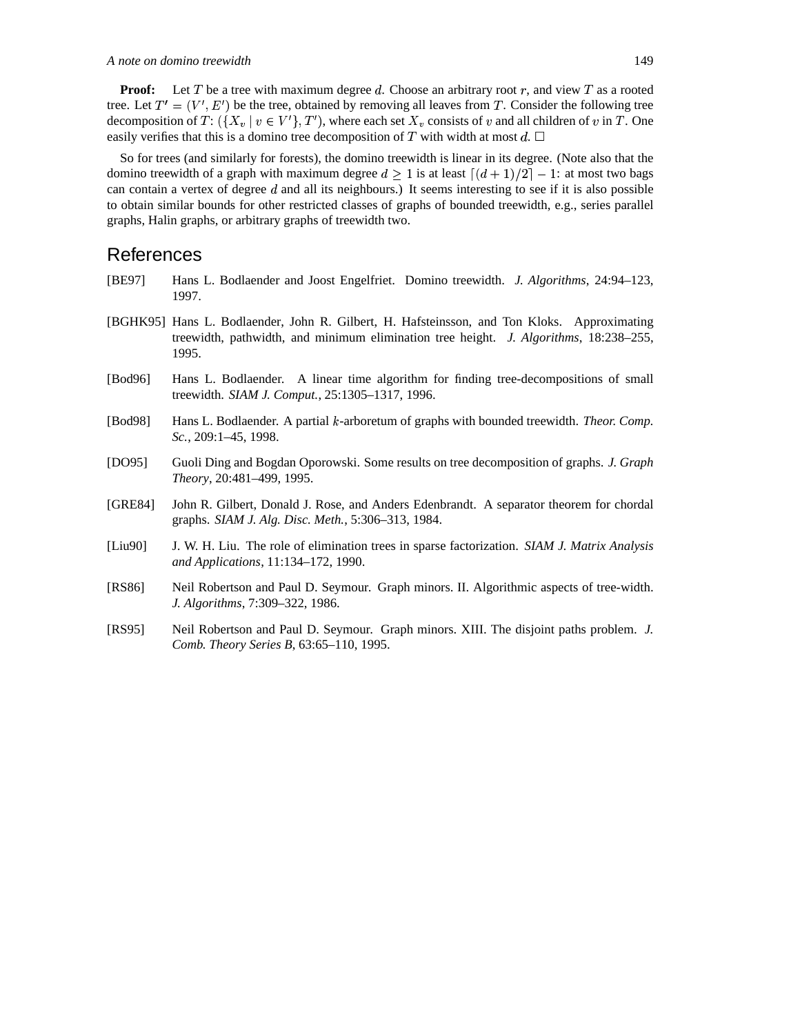**Proof:** Let $T$ be a tree with maximum degree $d$. Choose an arbitrary root $r$, and view $T$ as a rooted tree. Let $T' = (V', E')$ be the tree, obtained by removing all leaves from $T$. Consider the following tree decomposition of $T$: $(\{X_v \mid v \in V'\}, T')$, where each set $X_v$ consists of $v$ and all children of $v$ in $T$. One easily verifies that this is a domino tree decomposition of $T$ with width at most $d$. $\Box$

So for trees (and similarly for forests), the domino treewidth is linear in its degree. (Note also that the domino treewidth of a graph with maximum degree $d \geq 1$ is at least $\lceil (d+1)/2 \rceil - 1$: at most two bags can contain a vertex of degree $d$ and all its neighbours.) It seems interesting to see if it is also possible to obtain similar bounds for other restricted classes of graphs of bounded treewidth, e.g., series parallel graphs, Halin graphs, or arbitrary graphs of treewidth two.

# References

[BE97] Hans L. Bodlaender and Joost Engelfriet. Domino treewidth. *J. Algorithms*, 24:94–123, 1997.

[BGHK95] Hans L. Bodlaender, John R. Gilbert, H. Hafsteinsson, and Ton Kloks. Approximating treewidth, pathwidth, and minimum elimination tree height. *J. Algorithms*, 18:238–255, 1995.

[Bod96] Hans L. Bodlaender. A linear time algorithm for finding tree-decompositions of small treewidth. *SIAM J. Comput.*, 25:1305–1317, 1996.

[Bod98] Hans L. Bodlaender. A partial $k$-arboretum of graphs with bounded treewidth. *Theor. Comp. Sc.*, 209:1–45, 1998.

[DO95] Guoli Ding and Bogdan Oporowski. Some results on tree decomposition of graphs. *J. Graph Theory*, 20:481–499, 1995.

[GRE84] John R. Gilbert, Donald J. Rose, and Anders Edenbrandt. A separator theorem for chordal graphs. *SIAM J. Alg. Disc. Meth.*, 5:306–313, 1984.

[Liu90] J. W. H. Liu. The role of elimination trees in sparse factorization. *SIAM J. Matrix Analysis and Applications*, 11:134–172, 1990.

[RS86] Neil Robertson and Paul D. Seymour. Graph minors. II. Algorithmic aspects of tree-width. *J. Algorithms*, 7:309–322, 1986.

[RS95] Neil Robertson and Paul D. Seymour. Graph minors. XIII. The disjoint paths problem. *J. Comb. Theory Series B*, 63:65–110, 1995.